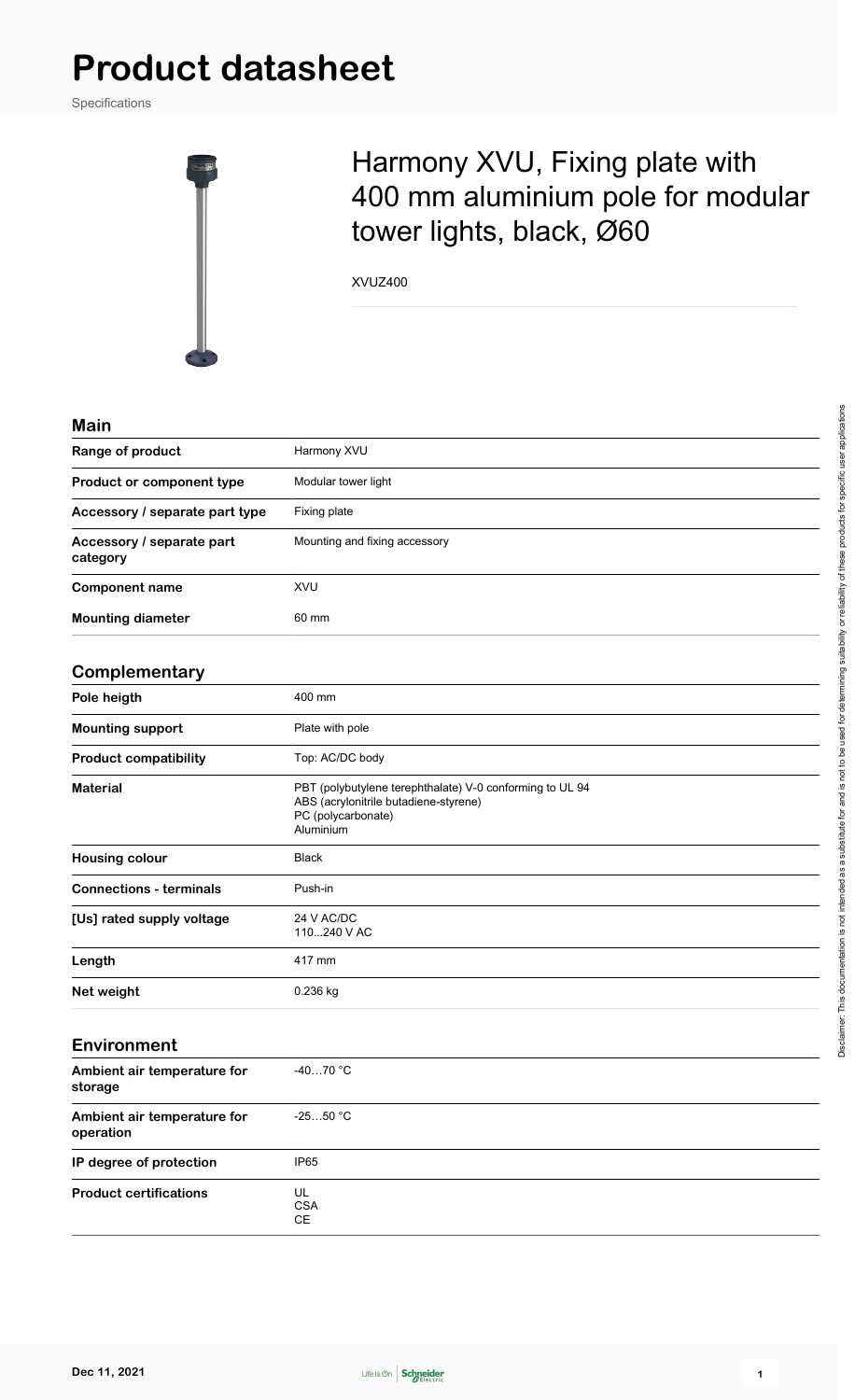# Product datasheet

Specifications

## Harmony XVU, Fixing plate with 400 mm aluminium pole for modular tower lights, black, Ø60

XVUZ400

### Main

| | |
|---|---|
| **Range of product** | Harmony XVU |
| **Product or component type** | Modular tower light |
| **Accessory / separate part type** | Fixing plate |
| **Accessory / separate part category** | Mounting and fixing accessory |
| **Component name** | XVU |
| **Mounting diameter** | 60 mm |

### Complementary

| | |
|---|---|
| **Pole heigth** | 400 mm |
| **Mounting support** | Plate with pole |
| **Product compatibility** | Top: AC/DC body |
| **Material** | PBT (polybutylene terephthalate) V-0 conforming to UL 94<br>ABS (acrylonitrile butadiene-styrene)<br>PC (polycarbonate)<br>Aluminium |
| **Housing colour** | Black |
| **Connections - terminals** | Push-in |
| **[Us] rated supply voltage** | 24 V AC/DC<br>110...240 V AC |
| **Length** | 417 mm |
| **Net weight** | 0.236 kg |

### Environment

| | |
|---|---|
| **Ambient air temperature for storage** | -40…70 °C |
| **Ambient air temperature for operation** | -25…50 °C |
| **IP degree of protection** | IP65 |
| **Product certifications** | UL<br>CSA<br>CE |

Disclaimer: This documentation is not intended as a substitute for and is not to be used for determining suitability or reliability of these products for specific user applications

Dec 11, 2021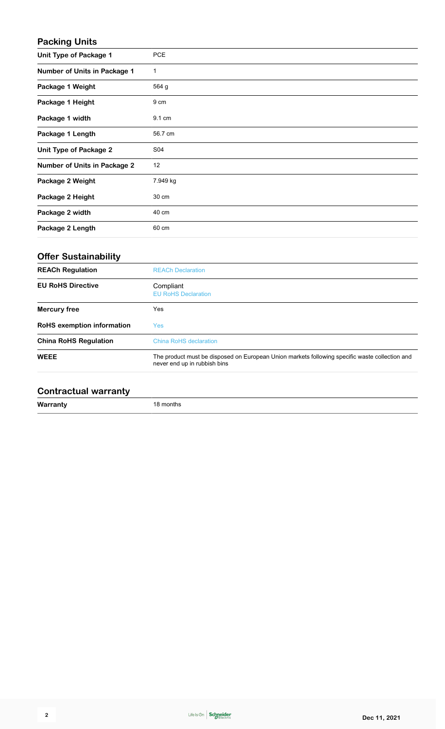## Packing Units

| | |
|---|---|
| **Unit Type of Package 1** | PCE |
| **Number of Units in Package 1** | 1 |
| **Package 1 Weight** | 564 g |
| **Package 1 Height** | 9 cm |
| **Package 1 width** | 9.1 cm |
| **Package 1 Length** | 56.7 cm |
| **Unit Type of Package 2** | S04 |
| **Number of Units in Package 2** | 12 |
| **Package 2 Weight** | 7.949 kg |
| **Package 2 Height** | 30 cm |
| **Package 2 width** | 40 cm |
| **Package 2 Length** | 60 cm |

## Offer Sustainability

| | |
|---|---|
| **REACh Regulation** | REACh Declaration |
| **EU RoHS Directive** | Compliant<br>EU RoHS Declaration |
| **Mercury free** | Yes |
| **RoHS exemption information** | Yes |
| **China RoHS Regulation** | China RoHS declaration |
| **WEEE** | The product must be disposed on European Union markets following specific waste collection and never end up in rubbish bins |

## Contractual warranty

| | |
|---|---|
| **Warranty** | 18 months |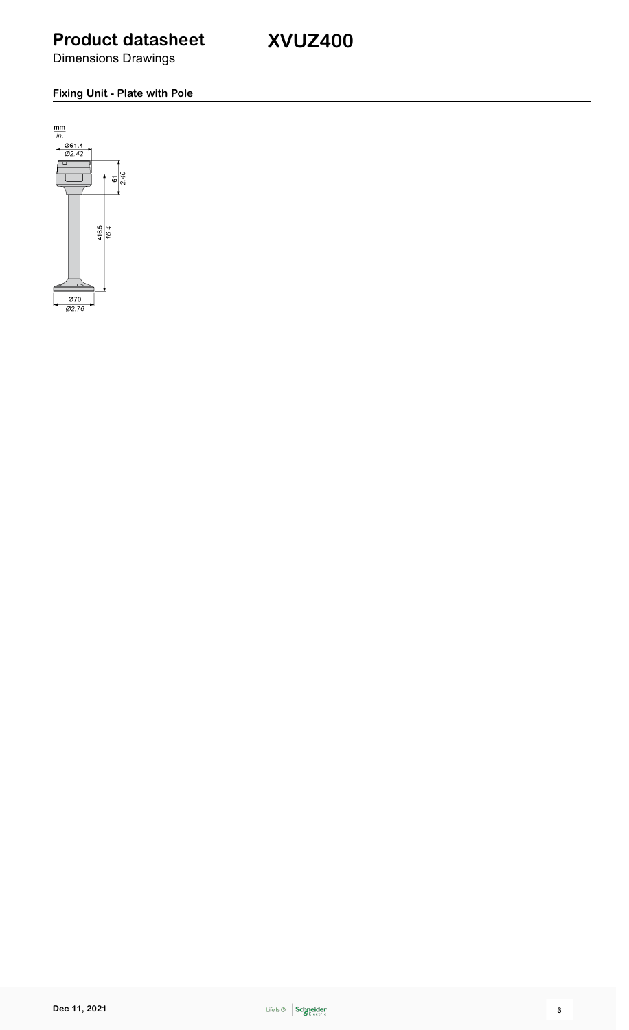# Product datasheet

## XVUZ400

Dimensions Drawings

### Fixing Unit - Plate with Pole

mm
in.

Ø61.4
Ø2.42

61
2.40

416.5
16.4

Ø70
Ø2.76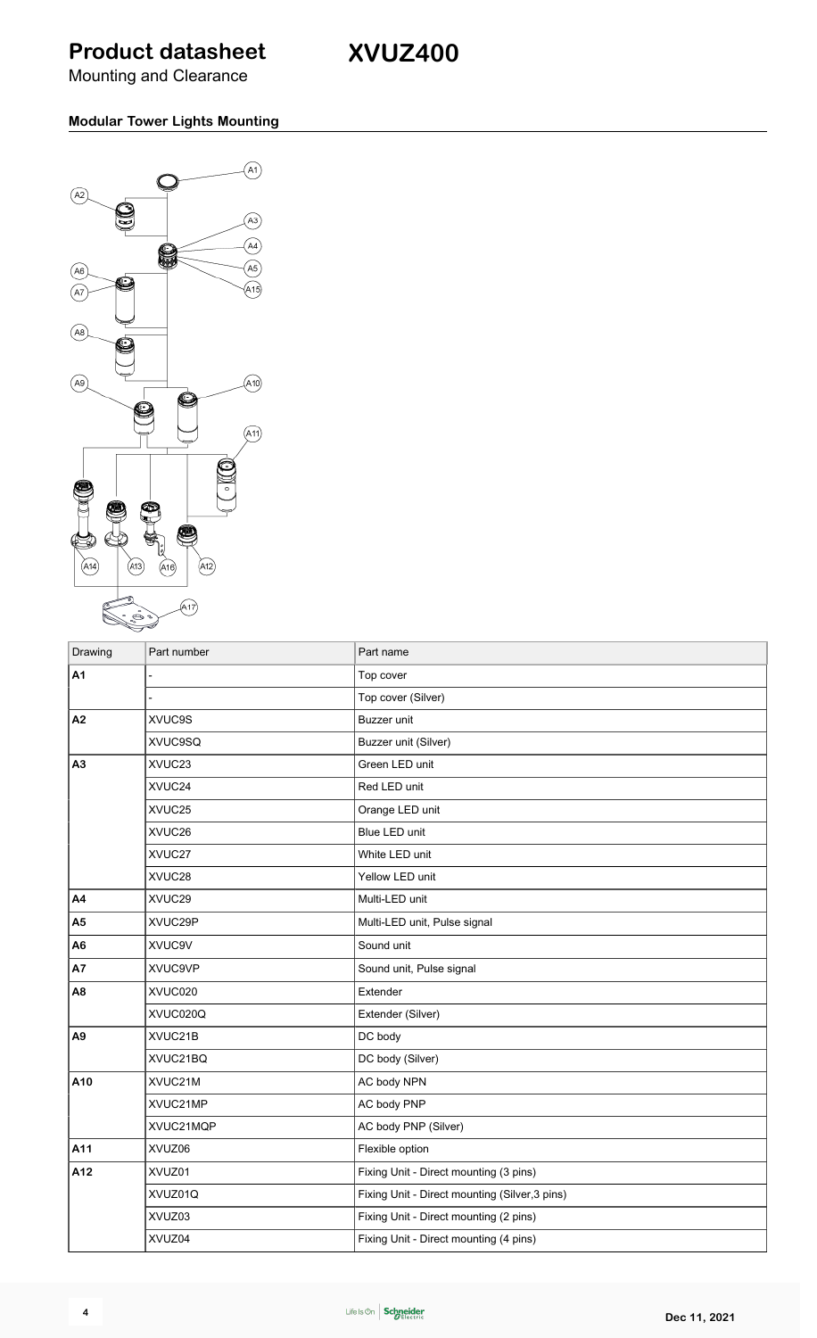# Product datasheet

Mounting and Clearance

## XVUZ400

### Modular Tower Lights Mounting

| Drawing | Part number | Part name |
|---|---|---|
| A1 | - | Top cover |
| | - | Top cover (Silver) |
| A2 | XVUC9S | Buzzer unit |
| | XVUC9SQ | Buzzer unit (Silver) |
| A3 | XVUC23 | Green LED unit |
| | XVUC24 | Red LED unit |
| | XVUC25 | Orange LED unit |
| | XVUC26 | Blue LED unit |
| | XVUC27 | White LED unit |
| | XVUC28 | Yellow LED unit |
| A4 | XVUC29 | Multi-LED unit |
| A5 | XVUC29P | Multi-LED unit, Pulse signal |
| A6 | XVUC9V | Sound unit |
| A7 | XVUC9VP | Sound unit, Pulse signal |
| A8 | XVUC020 | Extender |
| | XVUC020Q | Extender (Silver) |
| A9 | XVUC21B | DC body |
| | XVUC21BQ | DC body (Silver) |
| A10 | XVUC21M | AC body NPN |
| | XVUC21MP | AC body PNP |
| | XVUC21MQP | AC body PNP (Silver) |
| A11 | XVUZ06 | Flexible option |
| A12 | XVUZ01 | Fixing Unit - Direct mounting (3 pins) |
| | XVUZ01Q | Fixing Unit - Direct mounting (Silver,3 pins) |
| | XVUZ03 | Fixing Unit - Direct mounting (2 pins) |
| | XVUZ04 | Fixing Unit - Direct mounting (4 pins) |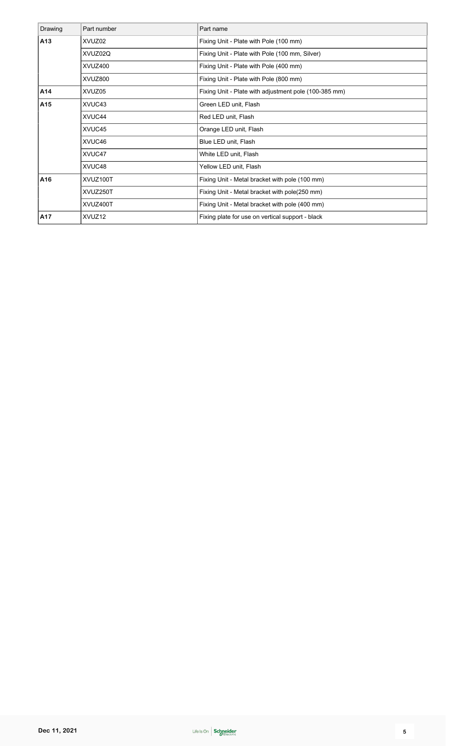| Drawing | Part number | Part name |
| --- | --- | --- |
| **A13** | XVUZ02 | Fixing Unit - Plate with Pole (100 mm) |
| | XVUZ02Q | Fixing Unit - Plate with Pole (100 mm, Silver) |
| | XVUZ400 | Fixing Unit - Plate with Pole (400 mm) |
| | XVUZ800 | Fixing Unit - Plate with Pole (800 mm) |
| **A14** | XVUZ05 | Fixing Unit - Plate with adjustment pole (100-385 mm) |
| **A15** | XVUC43 | Green LED unit, Flash |
| | XVUC44 | Red LED unit, Flash |
| | XVUC45 | Orange LED unit, Flash |
| | XVUC46 | Blue LED unit, Flash |
| | XVUC47 | White LED unit, Flash |
| | XVUC48 | Yellow LED unit, Flash |
| **A16** | XVUZ100T | Fixing Unit - Metal bracket with pole (100 mm) |
| | XVUZ250T | Fixing Unit - Metal bracket with pole(250 mm) |
| | XVUZ400T | Fixing Unit - Metal bracket with pole (400 mm) |
| **A17** | XVUZ12 | Fixing plate for use on vertical support - black |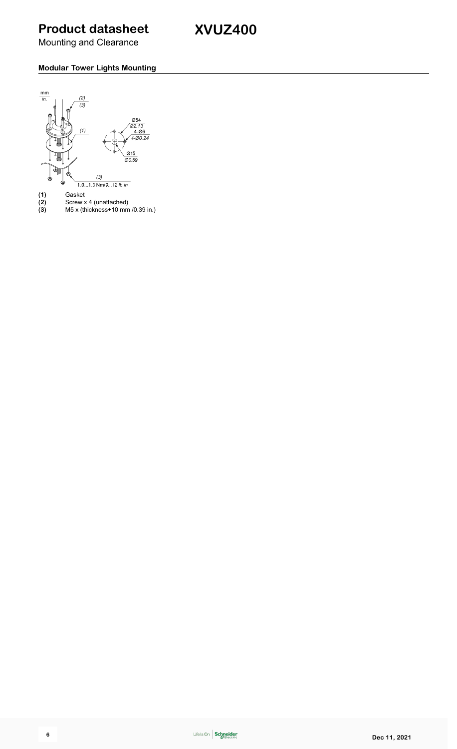# Product datasheet

Mounting and Clearance

# XVUZ400

### Modular Tower Lights Mounting

mm
in.

(2)
(3)

(1)

Ø54
Ø2.13
4-Ø6
4-Ø0.24

Ø15
Ø0.59

(3)
1.0...1.3 Nm/9...12 lb.in

**(1)** Gasket
**(2)** Screw x 4 (unattached)
**(3)** M5 x (thickness+10 mm /0.39 in.)

Dec 11, 2021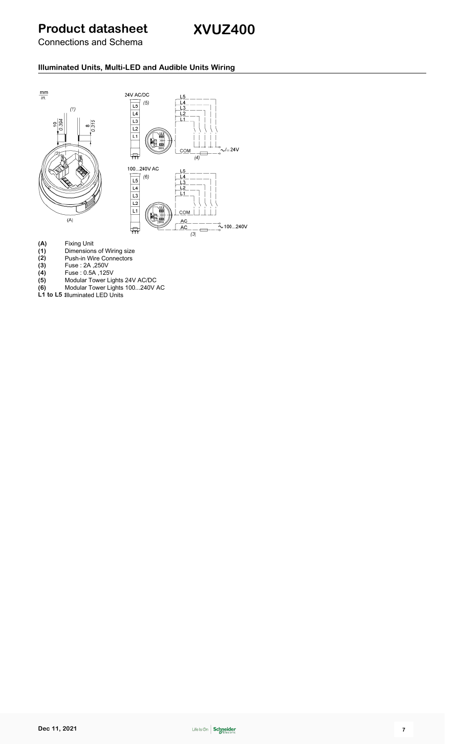# Product datasheet

# XVUZ400

Connections and Schema

### Illuminated Units, Multi-LED and Audible Units Wiring

mm
in.

24V AC/DC

(5)

(1)

10
0.394

8
0.315

L5
L4
L3
L2
L1

COM

(4)

∼/⎓ 24V

100...240V AC

(6)

L5
L4
L3
L2
L1

COM

AC
AC

(3)

∼ 100...240V

(A)

- **(A)** Fixing Unit
- **(1)** Dimensions of Wiring size
- **(2)** Push-in Wire Connectors
- **(3)** Fuse : 2A ,250V
- **(4)** Fuse : 0.5A ,125V
- **(5)** Modular Tower Lights 24V AC/DC
- **(6)** Modular Tower Lights 100...240V AC
- **L1 to L5** Illuminated LED Units

Dec 11, 2021